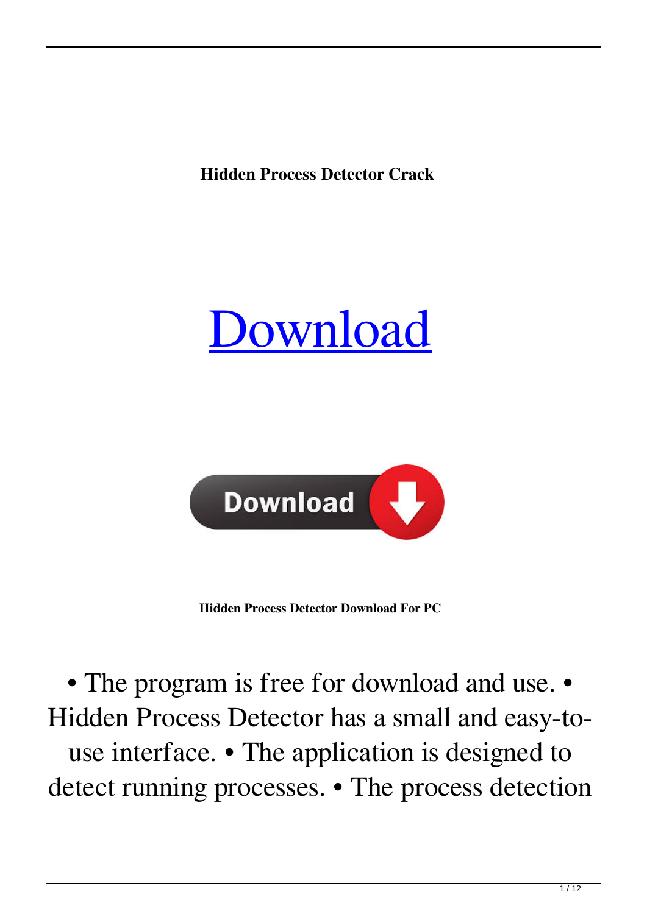**Hidden Process Detector Crack**

# Download

**Hidden Process Detector Download For PC**

• The program is free for download and use. • Hidden Process Detector has a small and easy-to-use interface. • The application is designed to detect running processes. • The process detection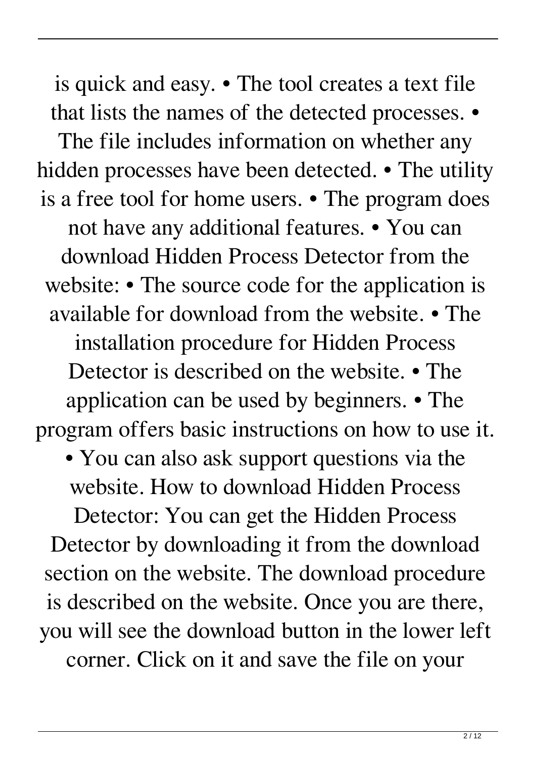is quick and easy. • The tool creates a text file that lists the names of the detected processes. • The file includes information on whether any hidden processes have been detected. • The utility is a free tool for home users. • The program does not have any additional features. • You can download Hidden Process Detector from the website: • The source code for the application is available for download from the website. • The installation procedure for Hidden Process Detector is described on the website. • The application can be used by beginners. • The program offers basic instructions on how to use it. • You can also ask support questions via the website. How to download Hidden Process Detector: You can get the Hidden Process Detector by downloading it from the download section on the website. The download procedure is described on the website. Once you are there, you will see the download button in the lower left corner. Click on it and save the file on your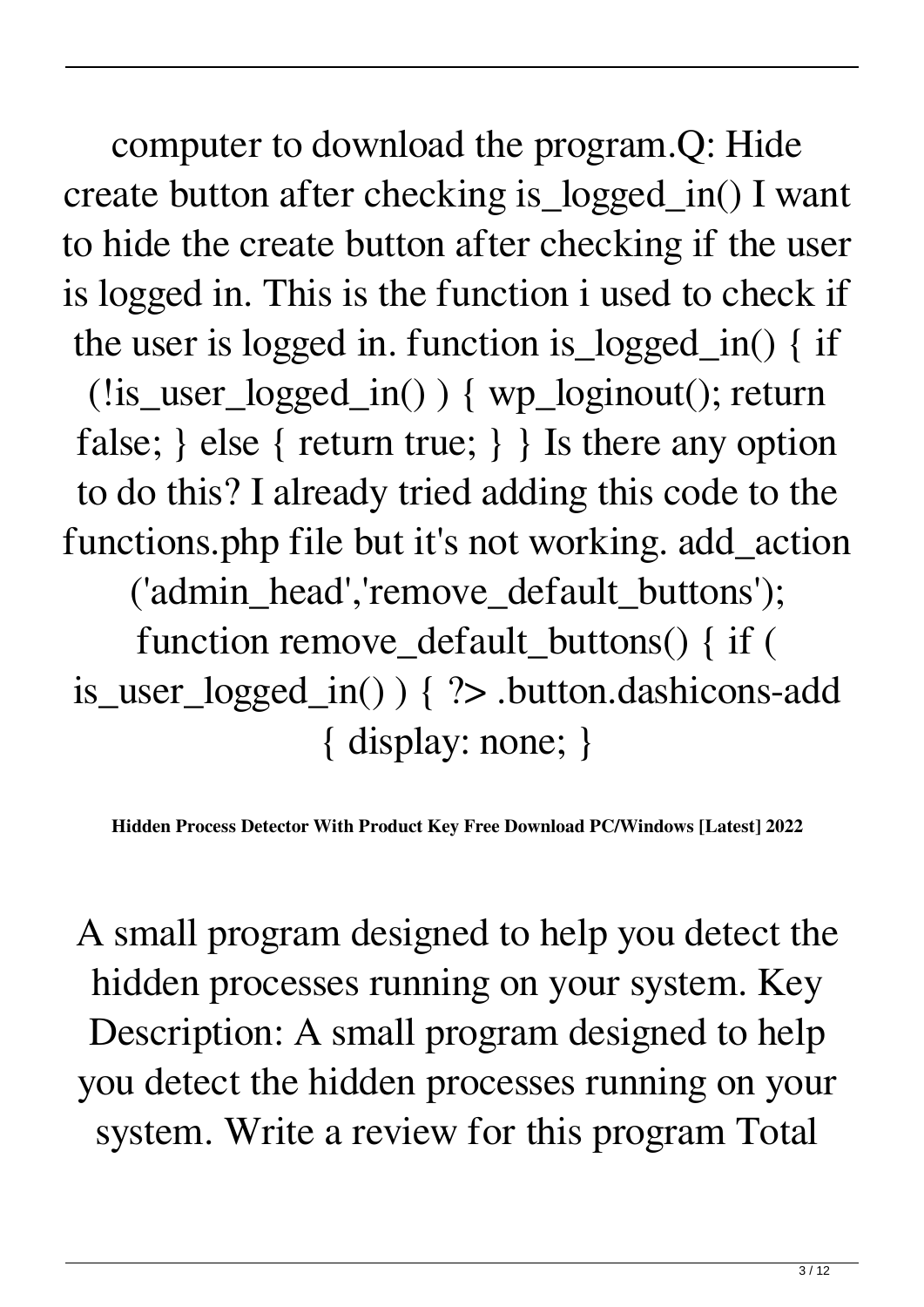computer to download the program.Q: Hide create button after checking is_logged_in() I want to hide the create button after checking if the user is logged in. This is the function i used to check if the user is logged in. function is_logged_in() { if (!is_user_logged_in() ) { wp_loginout(); return false; } else { return true; } } Is there any option to do this? I already tried adding this code to the functions.php file but it's not working. add_action ('admin_head','remove_default_buttons'); function remove_default_buttons() { if ( is_user_logged_in() ) { ?> .button.dashicons-add { display: none; }

**Hidden Process Detector With Product Key Free Download PC/Windows [Latest] 2022**

A small program designed to help you detect the hidden processes running on your system. Key Description: A small program designed to help you detect the hidden processes running on your system. Write a review for this program Total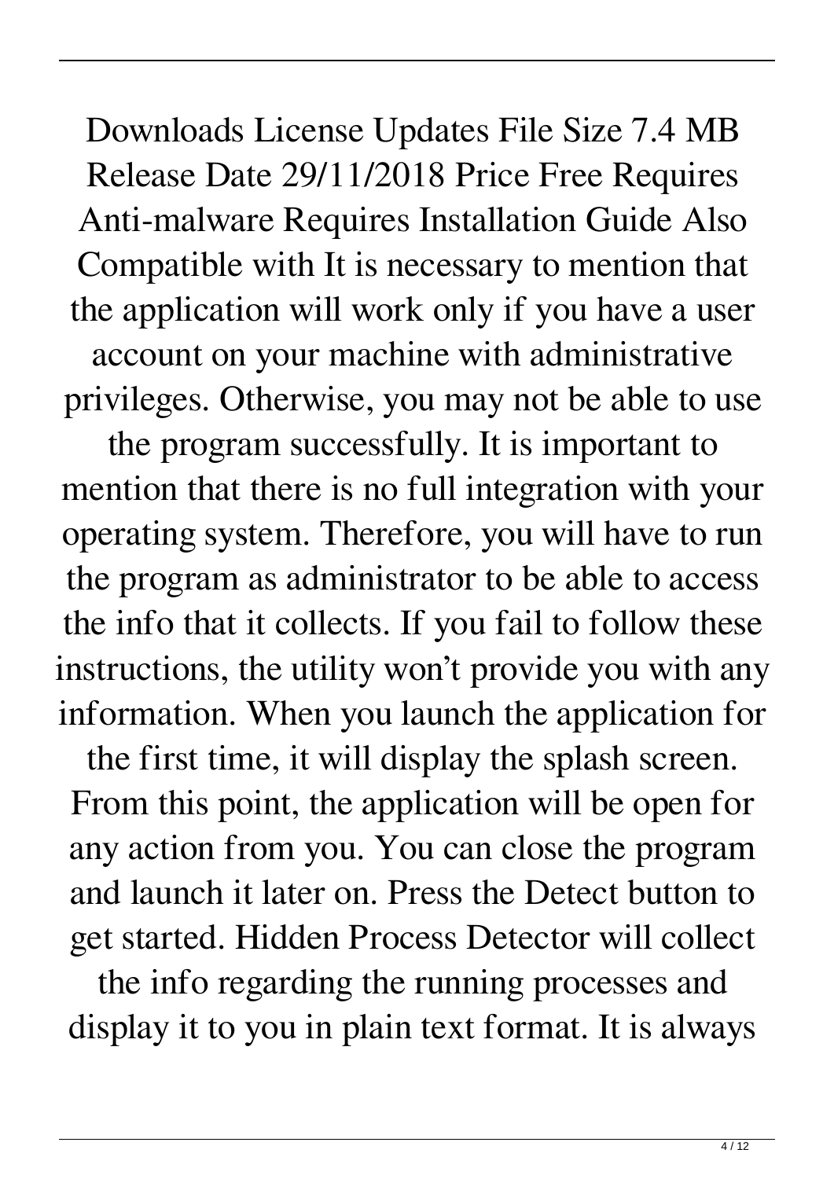Downloads License Updates File Size 7.4 MB Release Date 29/11/2018 Price Free Requires Anti-malware Requires Installation Guide Also Compatible with It is necessary to mention that the application will work only if you have a user account on your machine with administrative privileges. Otherwise, you may not be able to use the program successfully. It is important to mention that there is no full integration with your operating system. Therefore, you will have to run the program as administrator to be able to access the info that it collects. If you fail to follow these instructions, the utility won't provide you with any information. When you launch the application for the first time, it will display the splash screen. From this point, the application will be open for any action from you. You can close the program and launch it later on. Press the Detect button to get started. Hidden Process Detector will collect the info regarding the running processes and display it to you in plain text format. It is always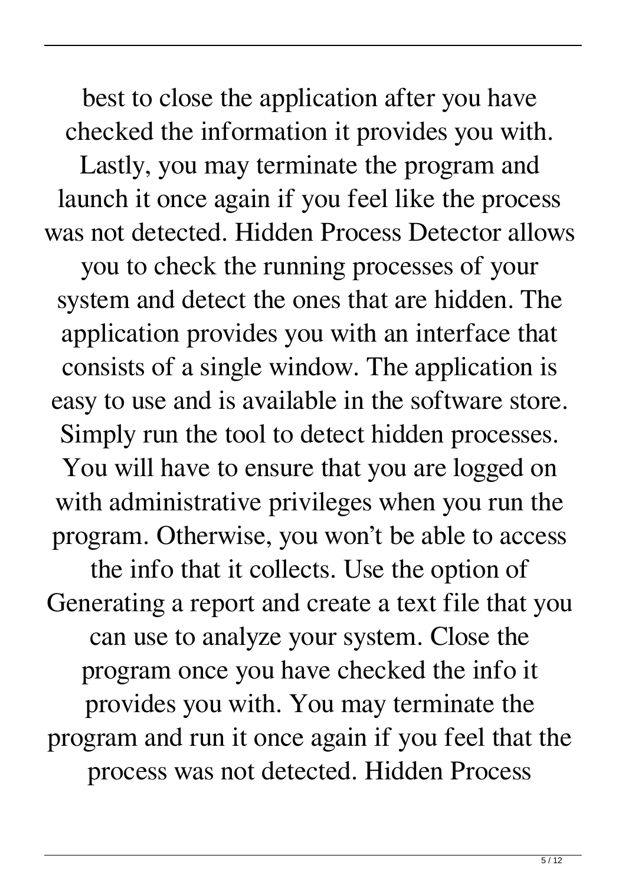best to close the application after you have checked the information it provides you with. Lastly, you may terminate the program and launch it once again if you feel like the process was not detected. Hidden Process Detector allows you to check the running processes of your system and detect the ones that are hidden. The application provides you with an interface that consists of a single window. The application is easy to use and is available in the software store. Simply run the tool to detect hidden processes. You will have to ensure that you are logged on with administrative privileges when you run the program. Otherwise, you won't be able to access the info that it collects. Use the option of Generating a report and create a text file that you can use to analyze your system. Close the program once you have checked the info it provides you with. You may terminate the program and run it once again if you feel that the process was not detected. Hidden Process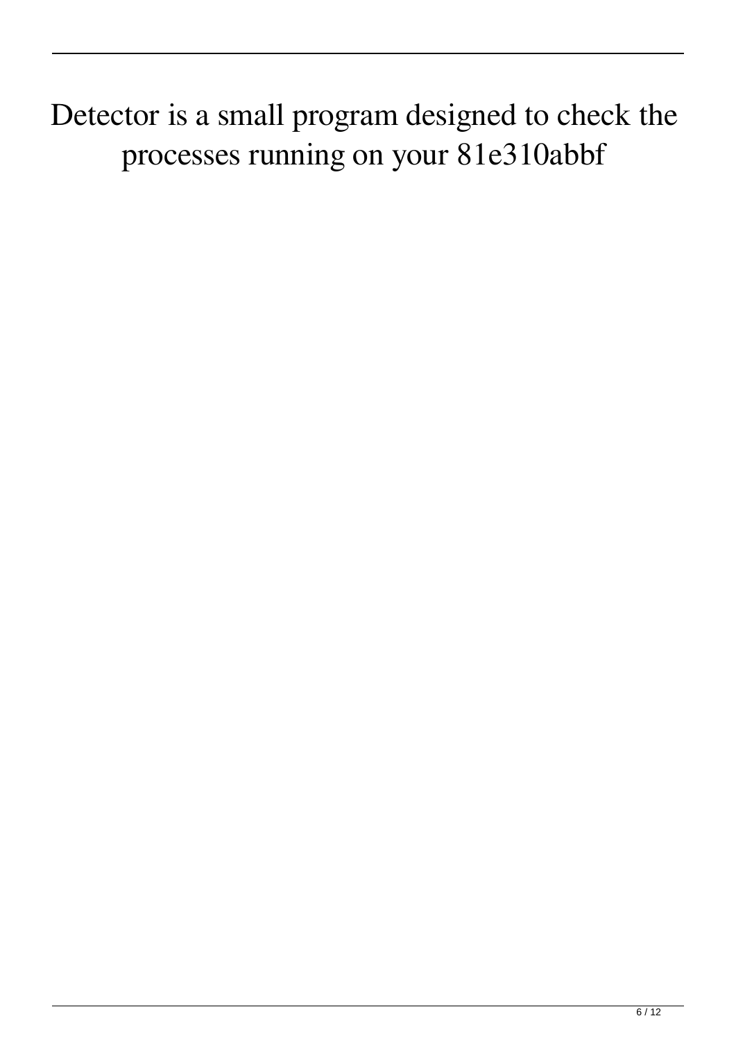Detector is a small program designed to check the processes running on your 81e310abbf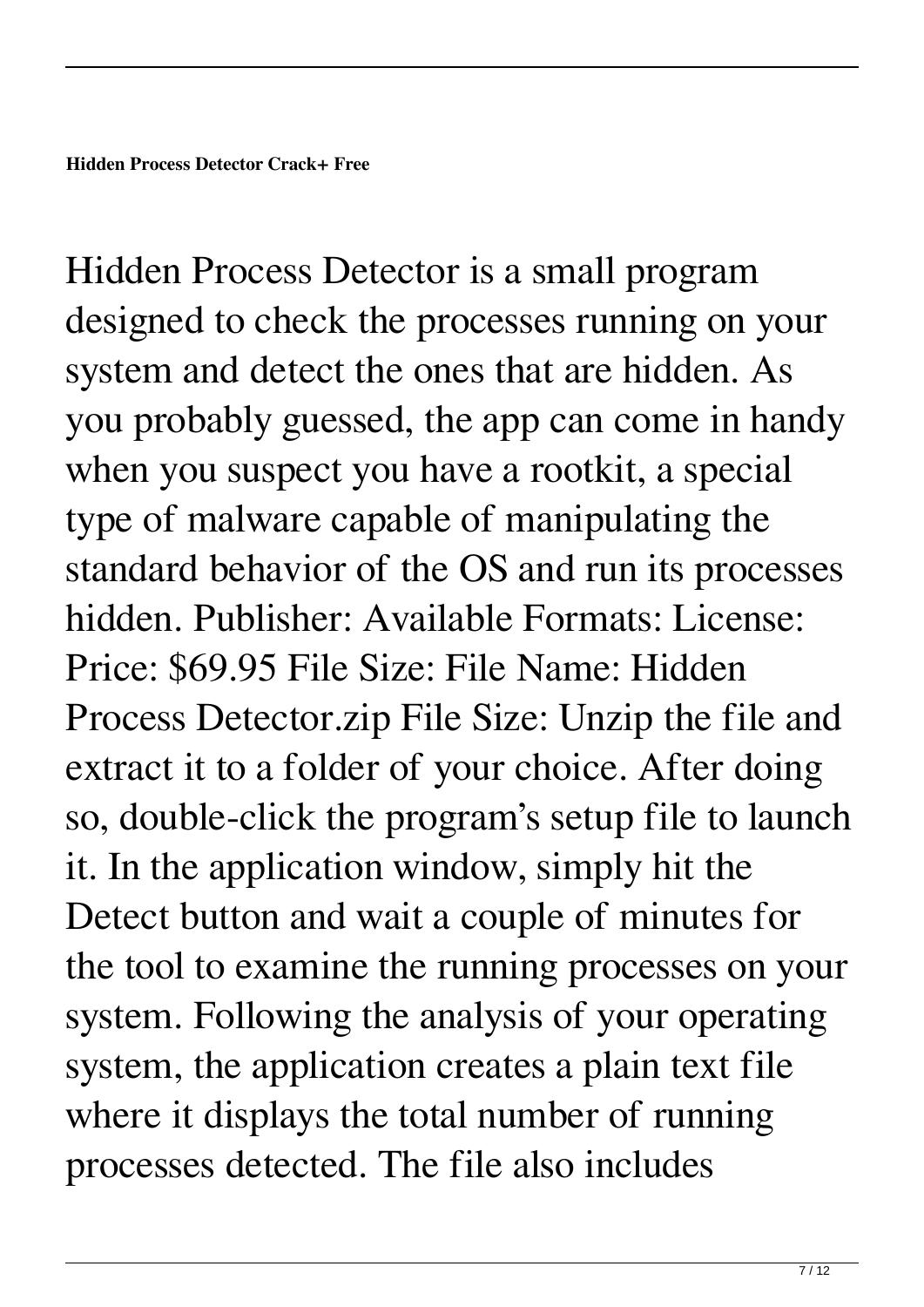**Hidden Process Detector Crack+ Free**

Hidden Process Detector is a small program designed to check the processes running on your system and detect the ones that are hidden. As you probably guessed, the app can come in handy when you suspect you have a rootkit, a special type of malware capable of manipulating the standard behavior of the OS and run its processes hidden. Publisher: Available Formats: License: Price: $69.95 File Size: File Name: Hidden Process Detector.zip File Size: Unzip the file and extract it to a folder of your choice. After doing so, double-click the program's setup file to launch it. In the application window, simply hit the Detect button and wait a couple of minutes for the tool to examine the running processes on your system. Following the analysis of your operating system, the application creates a plain text file where it displays the total number of running processes detected. The file also includes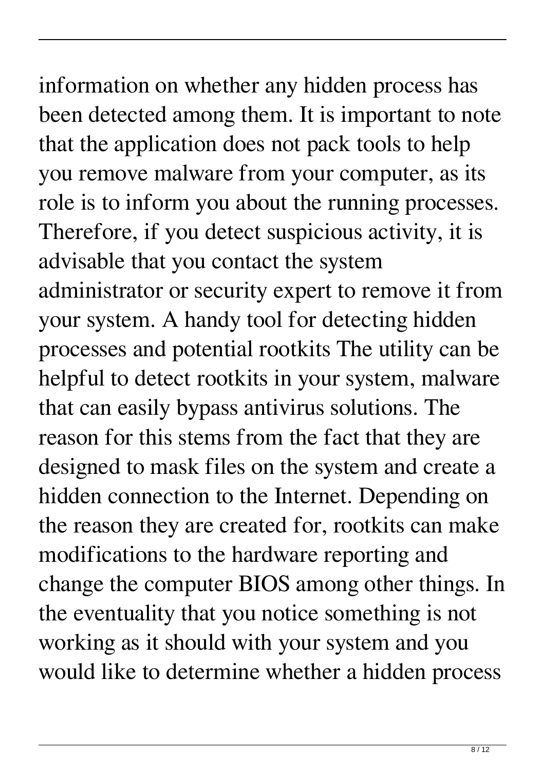information on whether any hidden process has been detected among them. It is important to note that the application does not pack tools to help you remove malware from your computer, as its role is to inform you about the running processes. Therefore, if you detect suspicious activity, it is advisable that you contact the system administrator or security expert to remove it from your system. A handy tool for detecting hidden processes and potential rootkits The utility can be helpful to detect rootkits in your system, malware that can easily bypass antivirus solutions. The reason for this stems from the fact that they are designed to mask files on the system and create a hidden connection to the Internet. Depending on the reason they are created for, rootkits can make modifications to the hardware reporting and change the computer BIOS among other things. In the eventuality that you notice something is not working as it should with your system and you would like to determine whether a hidden process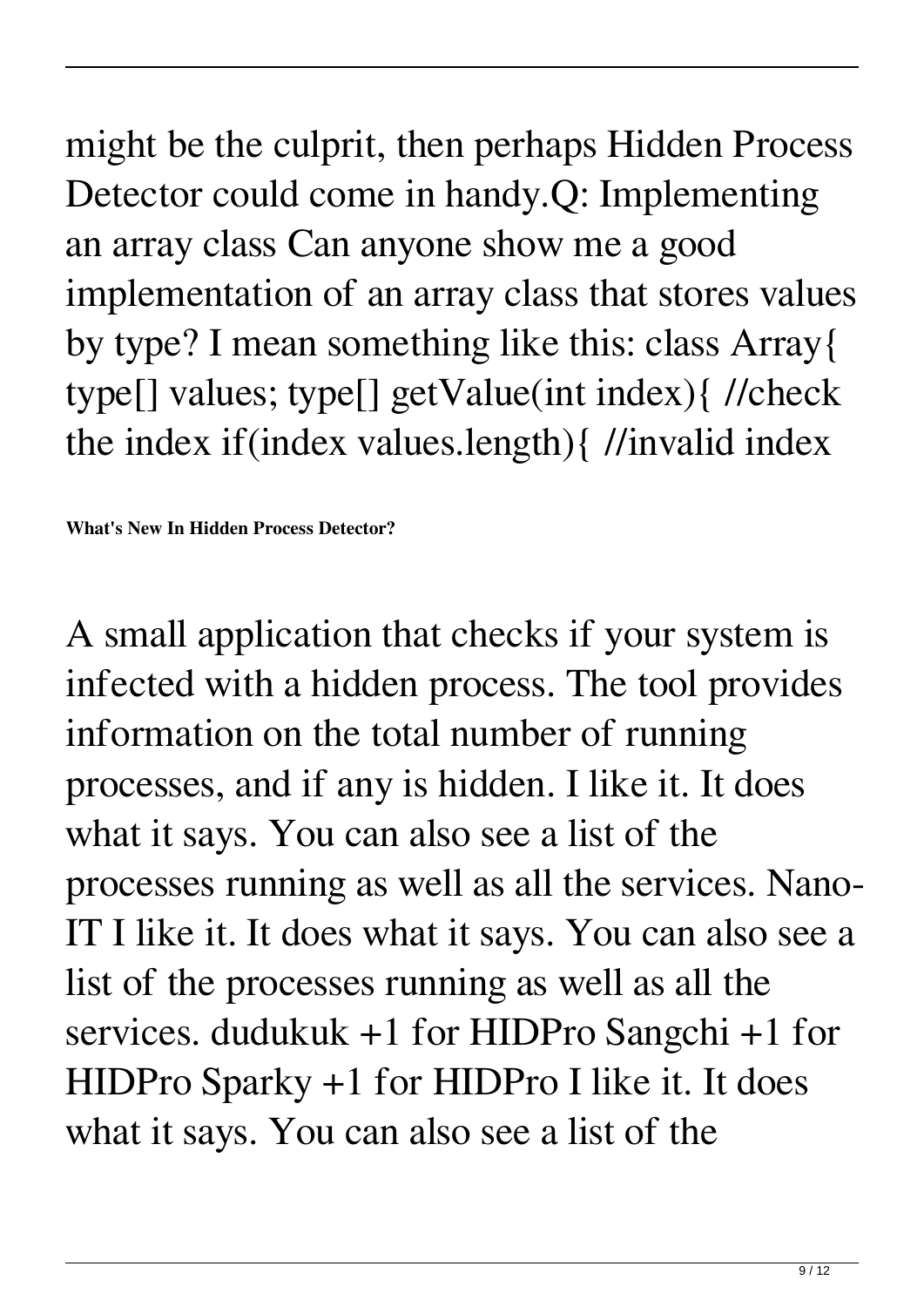might be the culprit, then perhaps Hidden Process Detector could come in handy.Q: Implementing an array class Can anyone show me a good implementation of an array class that stores values by type? I mean something like this: class Array{ type[] values; type[] getValue(int index){ //check the index if(index values.length){ //invalid index

**What's New In Hidden Process Detector?**

A small application that checks if your system is infected with a hidden process. The tool provides information on the total number of running processes, and if any is hidden. I like it. It does what it says. You can also see a list of the processes running as well as all the services. Nano-IT I like it. It does what it says. You can also see a list of the processes running as well as all the services. dudukuk +1 for HIDPro Sangchi +1 for HIDPro Sparky +1 for HIDPro I like it. It does what it says. You can also see a list of the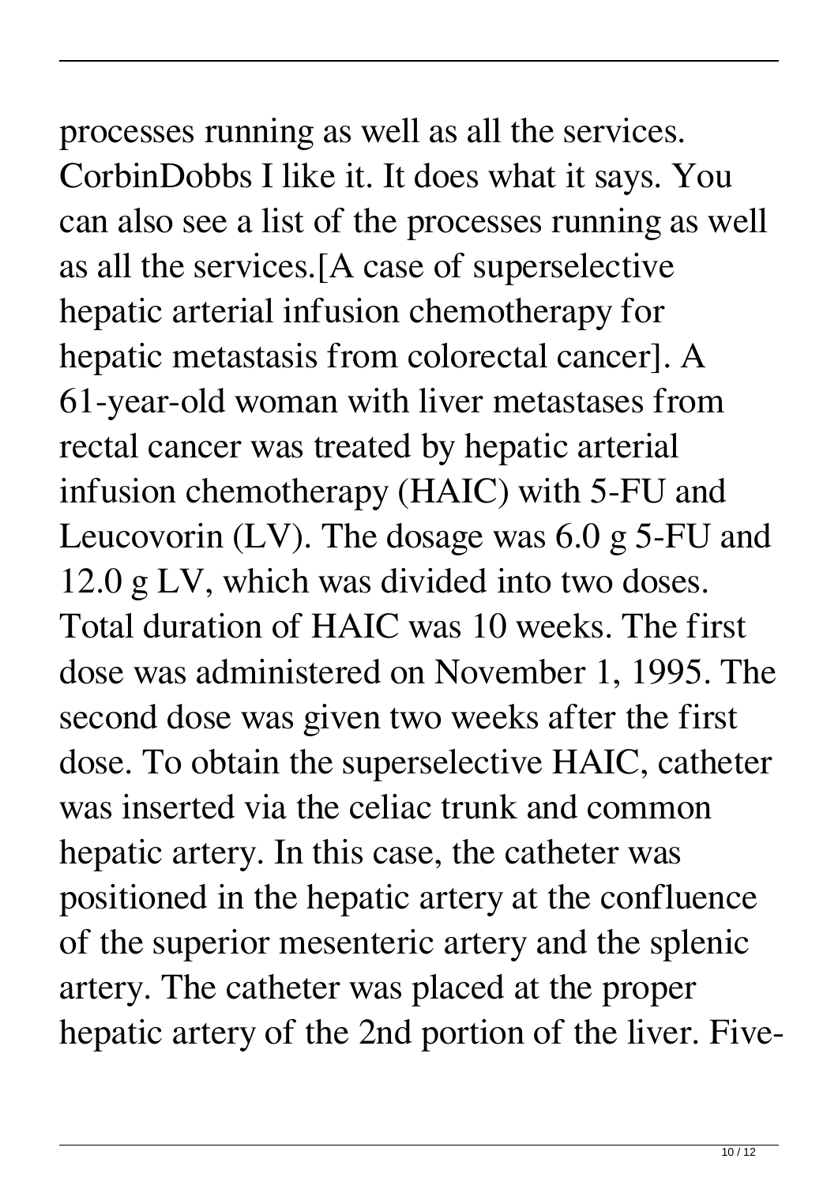processes running as well as all the services. CorbinDobbs I like it. It does what it says. You can also see a list of the processes running as well as all the services.[A case of superselective hepatic arterial infusion chemotherapy for hepatic metastasis from colorectal cancer]. A 61-year-old woman with liver metastases from rectal cancer was treated by hepatic arterial infusion chemotherapy (HAIC) with 5-FU and Leucovorin (LV). The dosage was 6.0 g 5-FU and 12.0 g LV, which was divided into two doses. Total duration of HAIC was 10 weeks. The first dose was administered on November 1, 1995. The second dose was given two weeks after the first dose. To obtain the superselective HAIC, catheter was inserted via the celiac trunk and common hepatic artery. In this case, the catheter was positioned in the hepatic artery at the confluence of the superior mesenteric artery and the splenic artery. The catheter was placed at the proper hepatic artery of the 2nd portion of the liver. Five-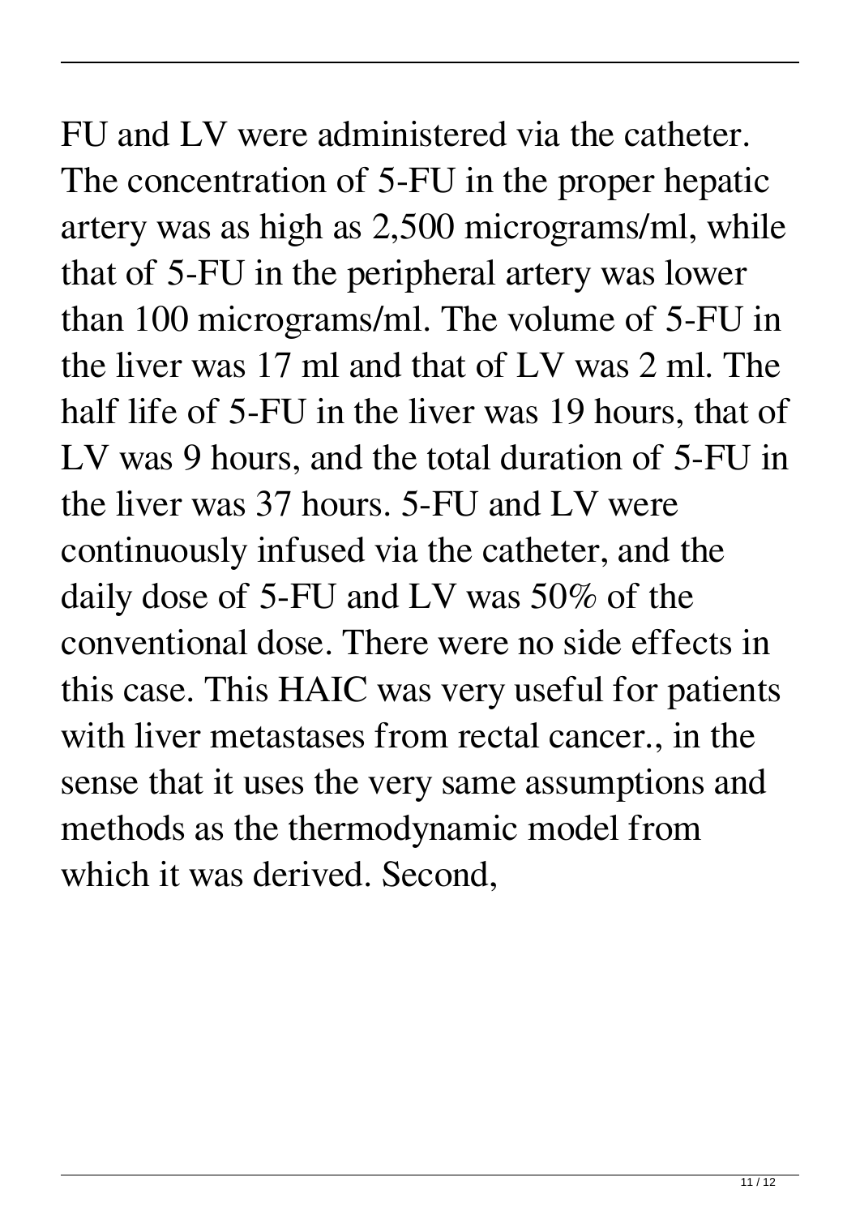FU and LV were administered via the catheter. The concentration of 5-FU in the proper hepatic artery was as high as 2,500 micrograms/ml, while that of 5-FU in the peripheral artery was lower than 100 micrograms/ml. The volume of 5-FU in the liver was 17 ml and that of LV was 2 ml. The half life of 5-FU in the liver was 19 hours, that of LV was 9 hours, and the total duration of 5-FU in the liver was 37 hours. 5-FU and LV were continuously infused via the catheter, and the daily dose of 5-FU and LV was 50% of the conventional dose. There were no side effects in this case. This HAIC was very useful for patients with liver metastases from rectal cancer., in the sense that it uses the very same assumptions and methods as the thermodynamic model from which it was derived. Second,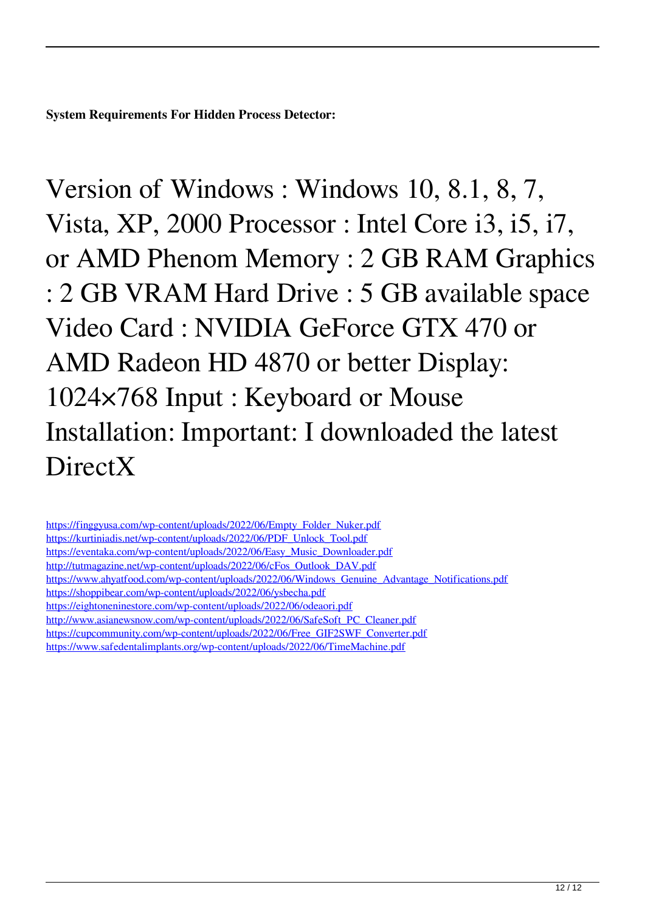**System Requirements For Hidden Process Detector:**

Version of Windows : Windows 10, 8.1, 8, 7, Vista, XP, 2000 Processor : Intel Core i3, i5, i7, or AMD Phenom Memory : 2 GB RAM Graphics : 2 GB VRAM Hard Drive : 5 GB available space Video Card : NVIDIA GeForce GTX 470 or AMD Radeon HD 4870 or better Display: 1024×768 Input : Keyboard or Mouse Installation: Important: I downloaded the latest DirectX

https://finggyusa.com/wp-content/uploads/2022/06/Empty_Folder_Nuker.pdf
https://kurtiniadis.net/wp-content/uploads/2022/06/PDF_Unlock_Tool.pdf
https://eventaka.com/wp-content/uploads/2022/06/Easy_Music_Downloader.pdf
http://tutmagazine.net/wp-content/uploads/2022/06/cFos_Outlook_DAV.pdf
https://www.ahyatfood.com/wp-content/uploads/2022/06/Windows_Genuine_Advantage_Notifications.pdf
https://shoppibear.com/wp-content/uploads/2022/06/ysbecha.pdf
https://eightoneninestore.com/wp-content/uploads/2022/06/odeaori.pdf
http://www.asianewsnow.com/wp-content/uploads/2022/06/SafeSoft_PC_Cleaner.pdf
https://cupcommunity.com/wp-content/uploads/2022/06/Free_GIF2SWF_Converter.pdf
https://www.safedentalimplants.org/wp-content/uploads/2022/06/TimeMachine.pdf